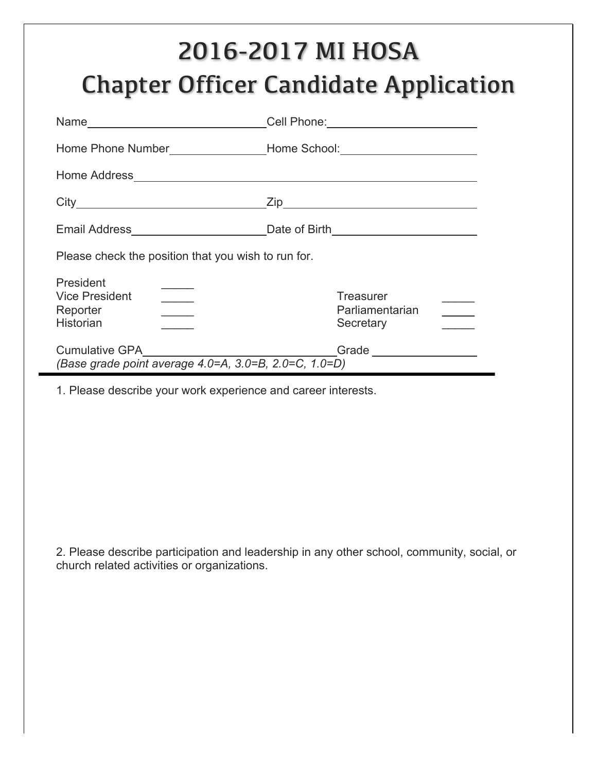# 2016-2017 MI HOSA
# Chapter Officer Candidate Application

Name\_\_\_\_\_\_\_\_\_\_\_\_\_\_\_\_\_\_\_\_\_\_\_\_\_\_\_\_ Cell Phone:\_\_\_\_\_\_\_\_\_\_\_\_\_\_\_\_\_\_\_\_\_\_\_\_

Home Phone Number\_\_\_\_\_\_\_\_\_\_\_\_\_\_\_ Home School:\_\_\_\_\_\_\_\_\_\_\_\_\_\_\_\_\_\_\_\_\_

Home Address\_\_\_\_\_\_\_\_\_\_\_\_\_\_\_\_\_\_\_\_\_\_\_\_\_\_\_\_\_\_\_\_\_\_\_\_\_\_\_\_\_\_\_\_\_\_\_\_\_\_\_\_\_\_\_\_\_\_

City\_\_\_\_\_\_\_\_\_\_\_\_\_\_\_\_\_\_\_\_\_\_\_\_\_\_\_\_\_\_ Zip\_\_\_\_\_\_\_\_\_\_\_\_\_\_\_\_\_\_\_\_\_\_\_\_\_\_\_\_\_\_\_

Email Address\_\_\_\_\_\_\_\_\_\_\_\_\_\_\_\_\_\_\_\_\_\_ Date of Birth\_\_\_\_\_\_\_\_\_\_\_\_\_\_\_\_\_\_\_\_\_\_\_\_

Please check the position that you wish to run for.

President \_\_\_\_\_
Vice President \_\_\_\_\_
Reporter \_\_\_\_\_
Historian \_\_\_\_\_

Treasurer \_\_\_\_\_
Parliamentarian \_\_\_\_\_
Secretary \_\_\_\_\_

Cumulative GPA\_\_\_\_\_\_\_\_\_\_\_\_\_\_\_\_\_\_\_\_\_\_\_\_\_\_\_\_\_\_\_\_\_ Grade \_\_\_\_\_\_\_\_\_\_\_\_\_\_\_\_
*(Base grade point average 4.0=A, 3.0=B, 2.0=C, 1.0=D)*

---

1. Please describe your work experience and career interests.

2. Please describe participation and leadership in any other school, community, social, or church related activities or organizations.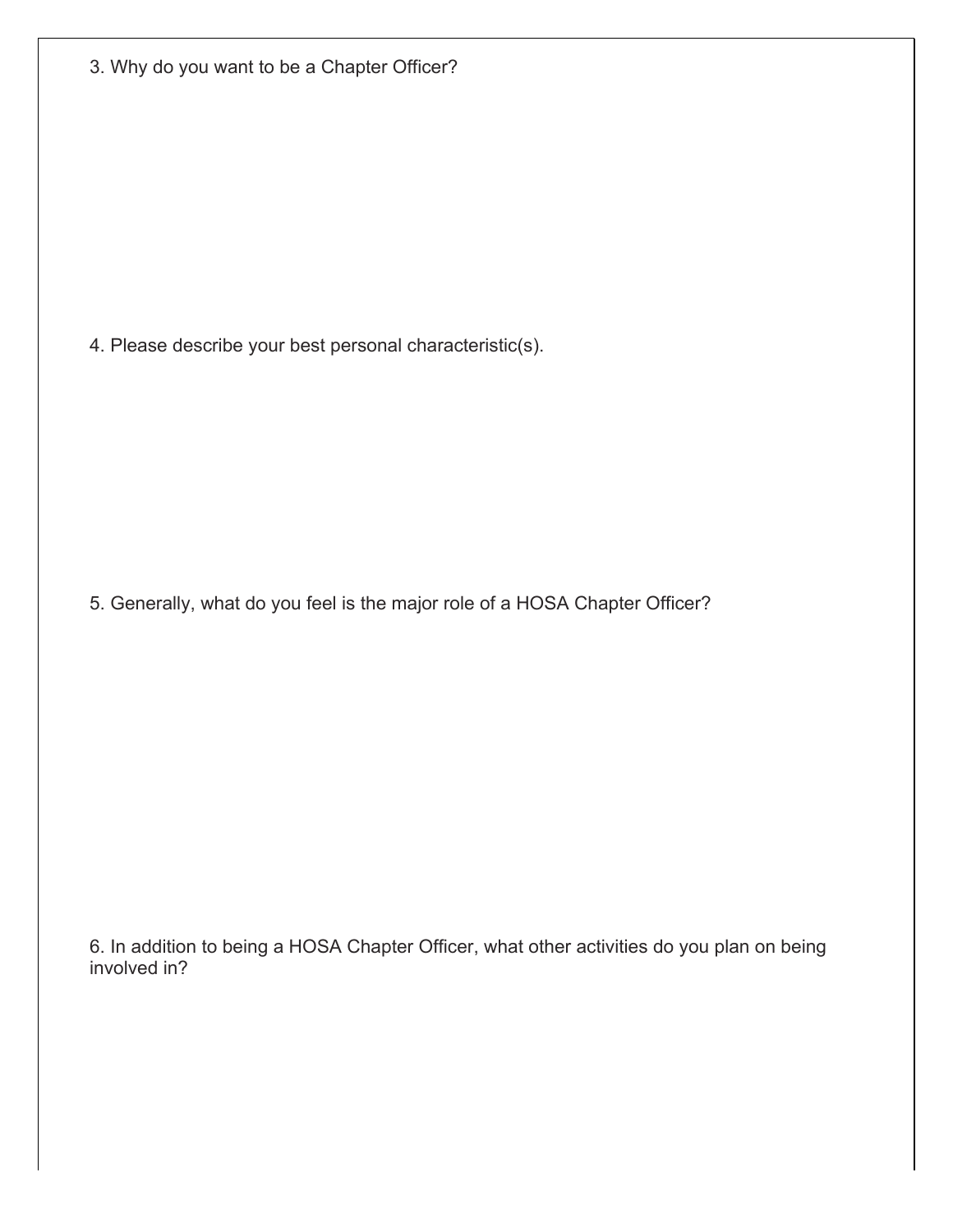3. Why do you want to be a Chapter Officer?

4. Please describe your best personal characteristic(s).

5. Generally, what do you feel is the major role of a HOSA Chapter Officer?

6. In addition to being a HOSA Chapter Officer, what other activities do you plan on being involved in?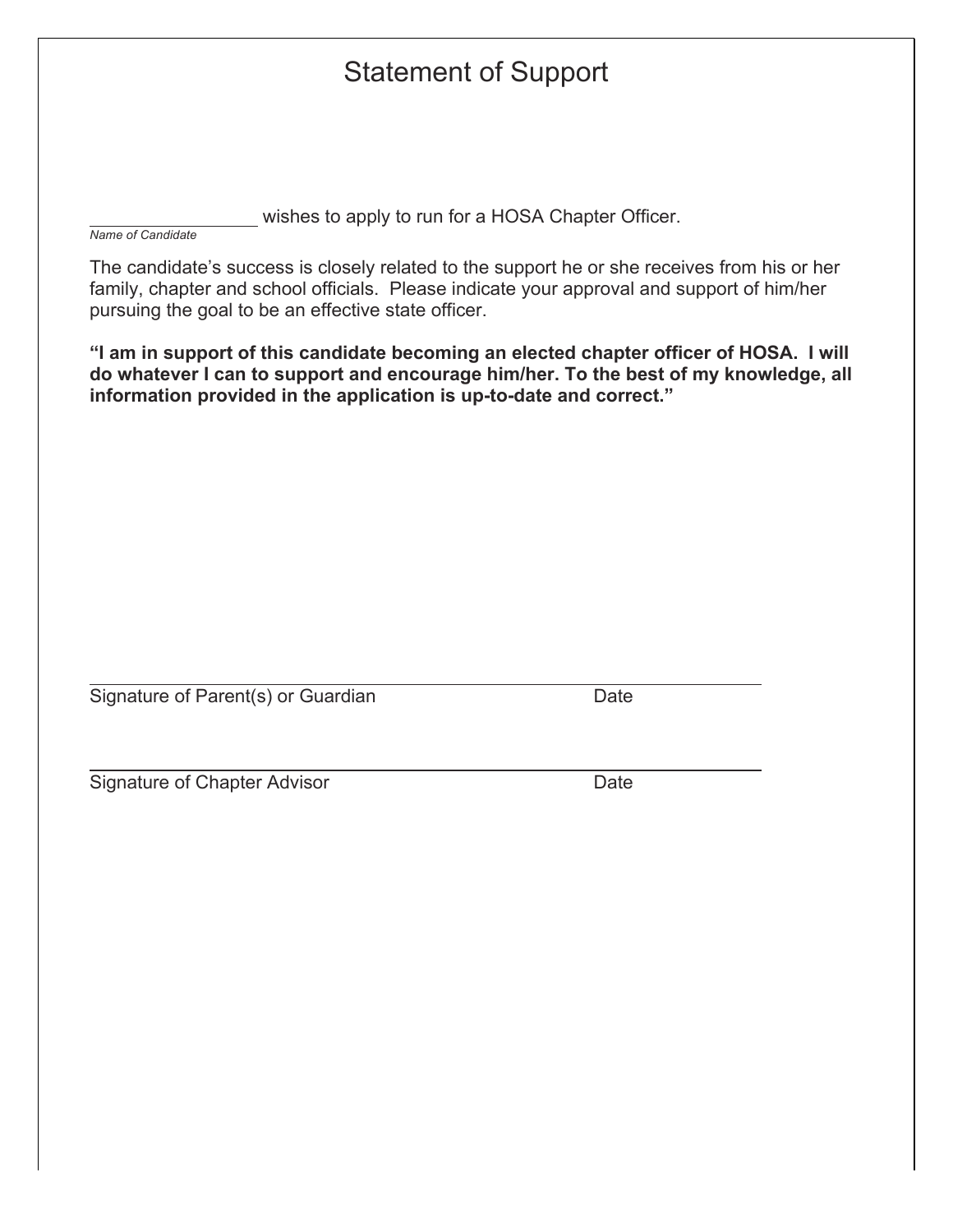# Statement of Support

__________________ wishes to apply to run for a HOSA Chapter Officer.
*Name of Candidate*

The candidate's success is closely related to the support he or she receives from his or her family, chapter and school officials. Please indicate your approval and support of him/her pursuing the goal to be an effective state officer.

**"I am in support of this candidate becoming an elected chapter officer of HOSA. I will do whatever I can to support and encourage him/her. To the best of my knowledge, all information provided in the application is up-to-date and correct."**

______________________________________________________________
Signature of Parent(s) or Guardian                                        Date

______________________________________________________________
Signature of Chapter Advisor                                                Date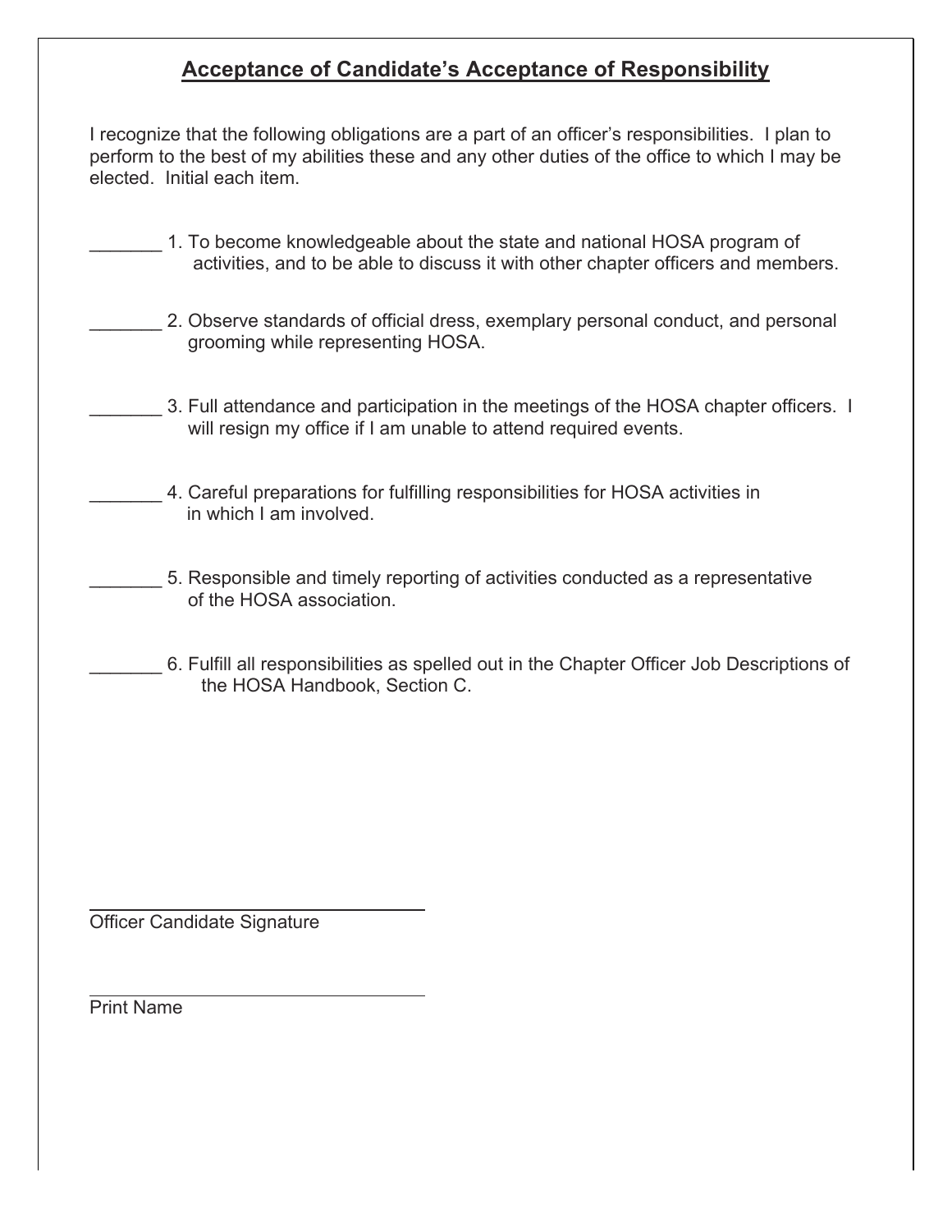# Acceptance of Candidate's Acceptance of Responsibility

I recognize that the following obligations are a part of an officer's responsibilities. I plan to perform to the best of my abilities these and any other duties of the office to which I may be elected. Initial each item.

_______ 1. To become knowledgeable about the state and national HOSA program of activities, and to be able to discuss it with other chapter officers and members.

_______ 2. Observe standards of official dress, exemplary personal conduct, and personal grooming while representing HOSA.

_______ 3. Full attendance and participation in the meetings of the HOSA chapter officers. I will resign my office if I am unable to attend required events.

_______ 4. Careful preparations for fulfilling responsibilities for HOSA activities in in which I am involved.

_______ 5. Responsible and timely reporting of activities conducted as a representative of the HOSA association.

_______ 6. Fulfill all responsibilities as spelled out in the Chapter Officer Job Descriptions of the HOSA Handbook, Section C.

_________________________________
Officer Candidate Signature

_________________________________
Print Name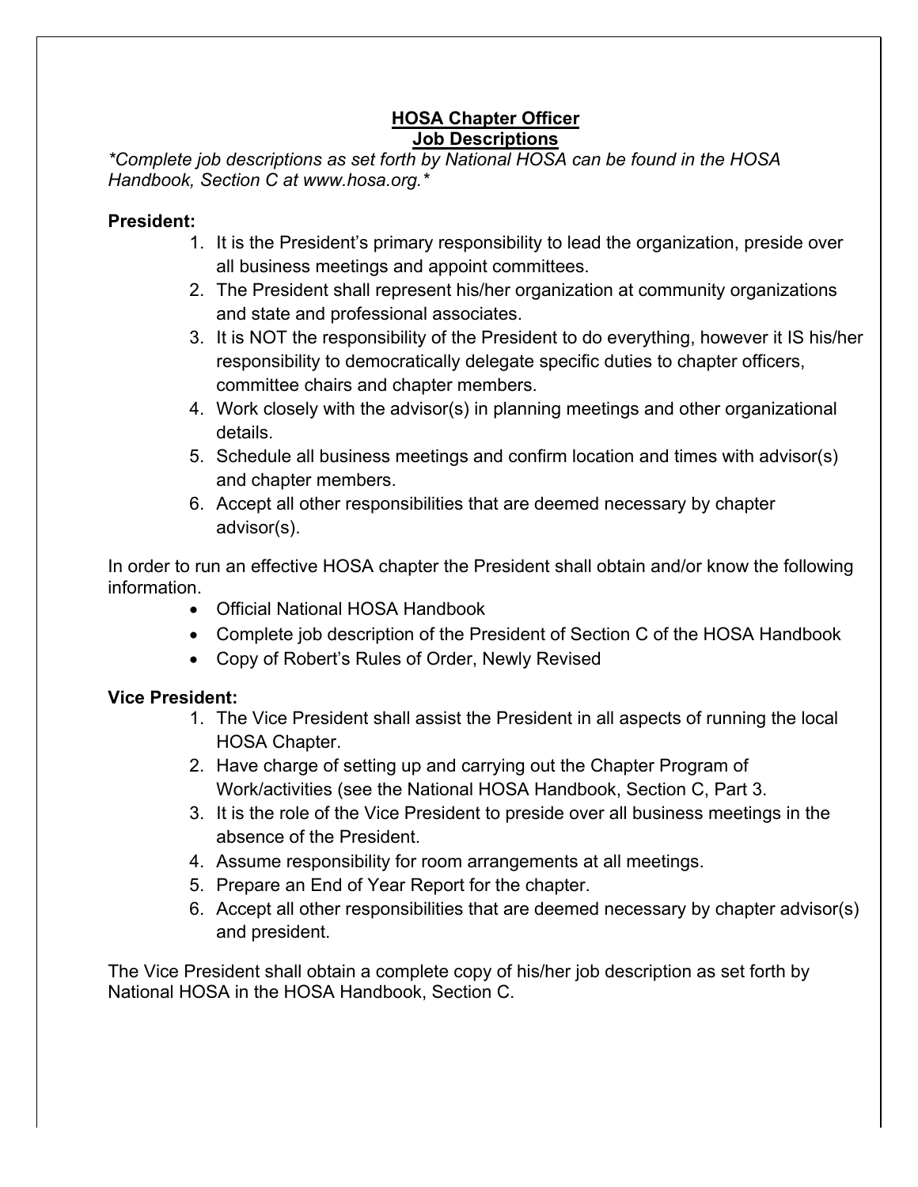## HOSA Chapter Officer Job Descriptions

*\*Complete job descriptions as set forth by National HOSA can be found in the HOSA Handbook, Section C at www.hosa.org.\**

**President:**

1. It is the President's primary responsibility to lead the organization, preside over all business meetings and appoint committees.
2. The President shall represent his/her organization at community organizations and state and professional associates.
3. It is NOT the responsibility of the President to do everything, however it IS his/her responsibility to democratically delegate specific duties to chapter officers, committee chairs and chapter members.
4. Work closely with the advisor(s) in planning meetings and other organizational details.
5. Schedule all business meetings and confirm location and times with advisor(s) and chapter members.
6. Accept all other responsibilities that are deemed necessary by chapter advisor(s).

In order to run an effective HOSA chapter the President shall obtain and/or know the following information.

- Official National HOSA Handbook
- Complete job description of the President of Section C of the HOSA Handbook
- Copy of Robert's Rules of Order, Newly Revised

**Vice President:**

1. The Vice President shall assist the President in all aspects of running the local HOSA Chapter.
2. Have charge of setting up and carrying out the Chapter Program of Work/activities (see the National HOSA Handbook, Section C, Part 3.
3. It is the role of the Vice President to preside over all business meetings in the absence of the President.
4. Assume responsibility for room arrangements at all meetings.
5. Prepare an End of Year Report for the chapter.
6. Accept all other responsibilities that are deemed necessary by chapter advisor(s) and president.

The Vice President shall obtain a complete copy of his/her job description as set forth by National HOSA in the HOSA Handbook, Section C.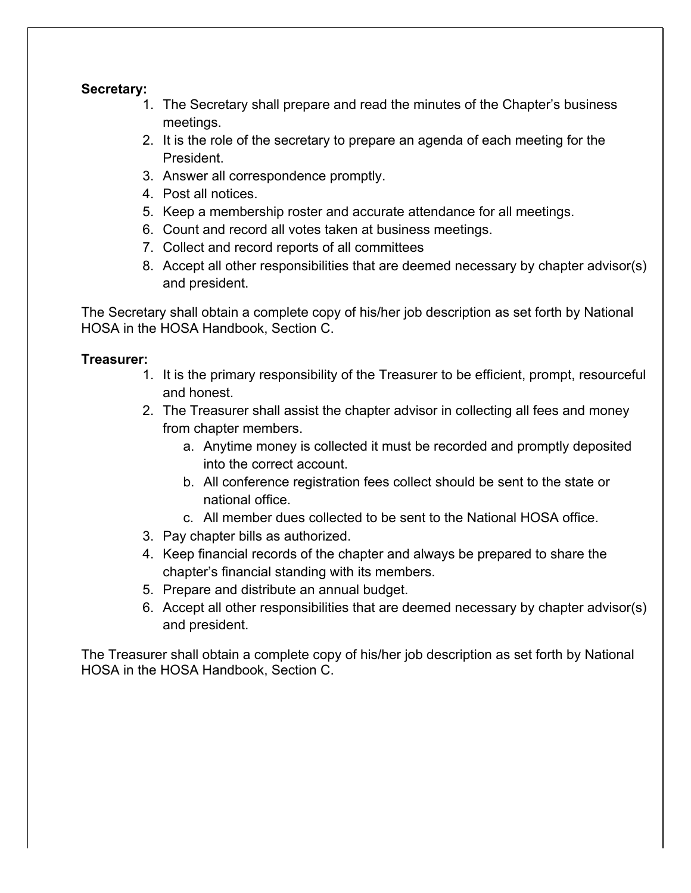**Secretary:**

1. The Secretary shall prepare and read the minutes of the Chapter's business meetings.
2. It is the role of the secretary to prepare an agenda of each meeting for the President.
3. Answer all correspondence promptly.
4. Post all notices.
5. Keep a membership roster and accurate attendance for all meetings.
6. Count and record all votes taken at business meetings.
7. Collect and record reports of all committees
8. Accept all other responsibilities that are deemed necessary by chapter advisor(s) and president.

The Secretary shall obtain a complete copy of his/her job description as set forth by National HOSA in the HOSA Handbook, Section C.

**Treasurer:**

1. It is the primary responsibility of the Treasurer to be efficient, prompt, resourceful and honest.
2. The Treasurer shall assist the chapter advisor in collecting all fees and money from chapter members.
    a. Anytime money is collected it must be recorded and promptly deposited into the correct account.
    b. All conference registration fees collect should be sent to the state or national office.
    c. All member dues collected to be sent to the National HOSA office.
3. Pay chapter bills as authorized.
4. Keep financial records of the chapter and always be prepared to share the chapter's financial standing with its members.
5. Prepare and distribute an annual budget.
6. Accept all other responsibilities that are deemed necessary by chapter advisor(s) and president.

The Treasurer shall obtain a complete copy of his/her job description as set forth by National HOSA in the HOSA Handbook, Section C.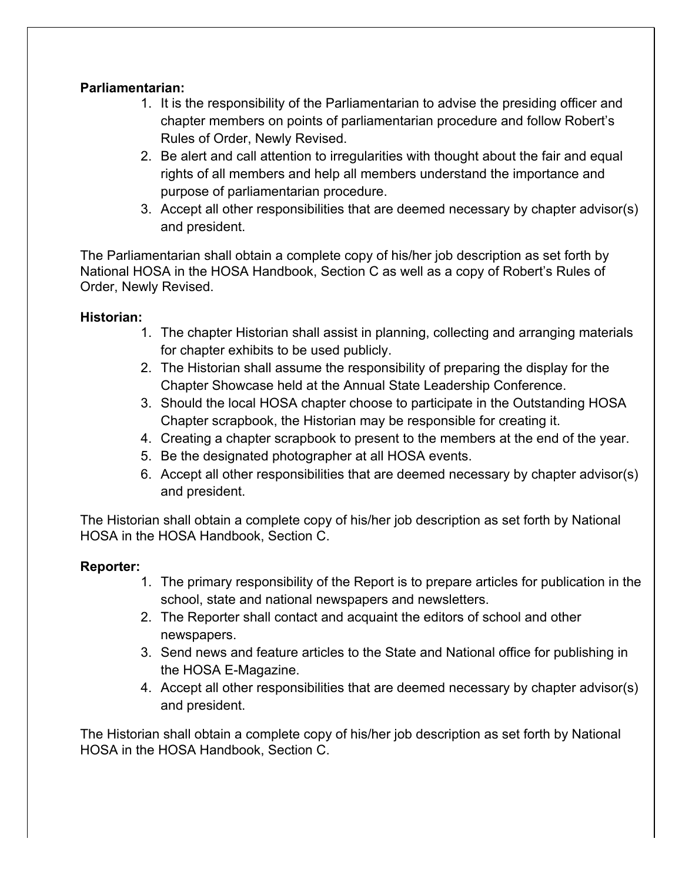**Parliamentarian:**

1. It is the responsibility of the Parliamentarian to advise the presiding officer and chapter members on points of parliamentarian procedure and follow Robert's Rules of Order, Newly Revised.
2. Be alert and call attention to irregularities with thought about the fair and equal rights of all members and help all members understand the importance and purpose of parliamentarian procedure.
3. Accept all other responsibilities that are deemed necessary by chapter advisor(s) and president.

The Parliamentarian shall obtain a complete copy of his/her job description as set forth by National HOSA in the HOSA Handbook, Section C as well as a copy of Robert's Rules of Order, Newly Revised.

**Historian:**

1. The chapter Historian shall assist in planning, collecting and arranging materials for chapter exhibits to be used publicly.
2. The Historian shall assume the responsibility of preparing the display for the Chapter Showcase held at the Annual State Leadership Conference.
3. Should the local HOSA chapter choose to participate in the Outstanding HOSA Chapter scrapbook, the Historian may be responsible for creating it.
4. Creating a chapter scrapbook to present to the members at the end of the year.
5. Be the designated photographer at all HOSA events.
6. Accept all other responsibilities that are deemed necessary by chapter advisor(s) and president.

The Historian shall obtain a complete copy of his/her job description as set forth by National HOSA in the HOSA Handbook, Section C.

**Reporter:**

1. The primary responsibility of the Report is to prepare articles for publication in the school, state and national newspapers and newsletters.
2. The Reporter shall contact and acquaint the editors of school and other newspapers.
3. Send news and feature articles to the State and National office for publishing in the HOSA E-Magazine.
4. Accept all other responsibilities that are deemed necessary by chapter advisor(s) and president.

The Historian shall obtain a complete copy of his/her job description as set forth by National HOSA in the HOSA Handbook, Section C.